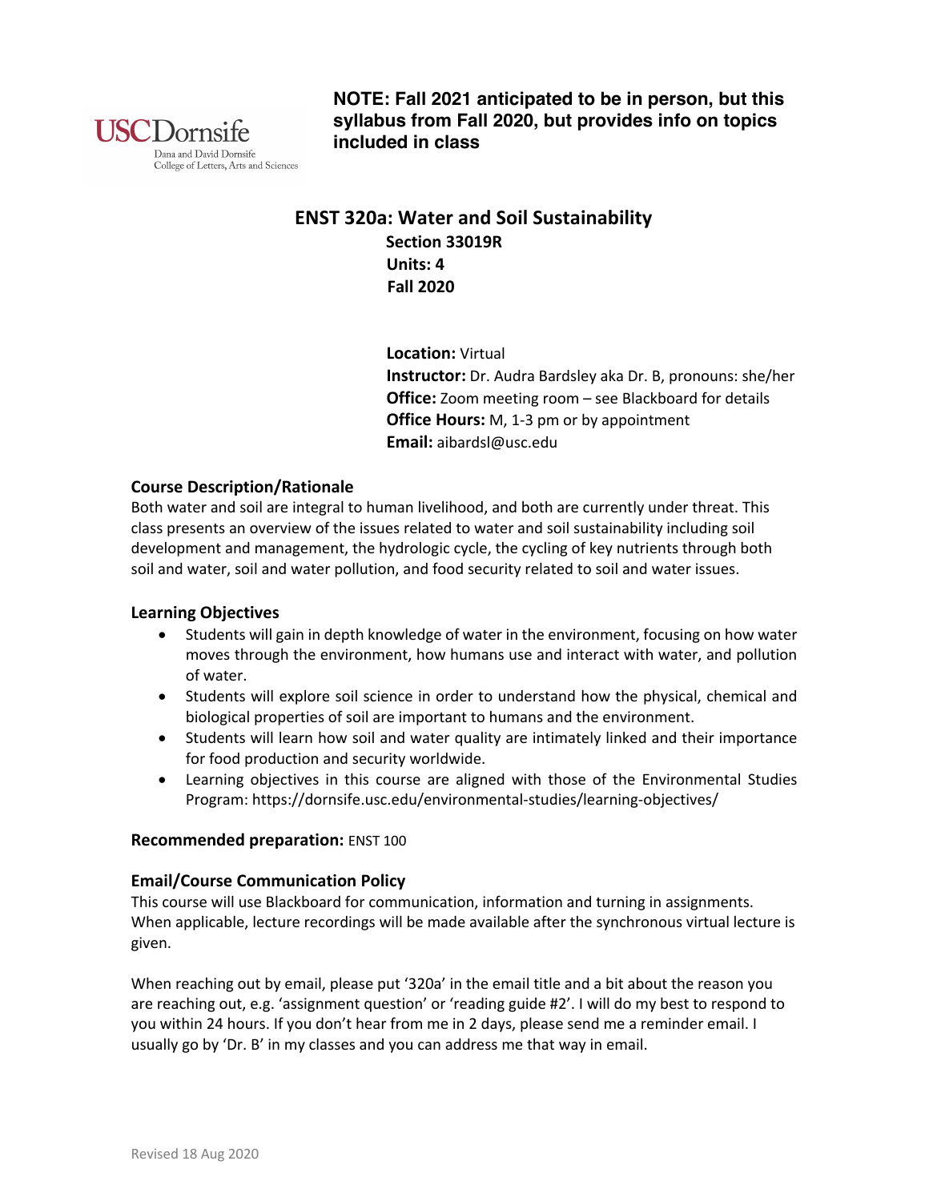**NOTE: Fall 2021 anticipated to be in person, but this syllabus from Fall 2020, but provides info on topics included in class**

# ENST 320a: Water and Soil Sustainability

**Section 33019R**
**Units: 4**
**Fall 2020**

**Location:** Virtual
**Instructor:** Dr. Audra Bardsley aka Dr. B, pronouns: she/her
**Office:** Zoom meeting room – see Blackboard for details
**Office Hours:** M, 1-3 pm or by appointment
**Email:** aibardsl@usc.edu

## Course Description/Rationale

Both water and soil are integral to human livelihood, and both are currently under threat. This class presents an overview of the issues related to water and soil sustainability including soil development and management, the hydrologic cycle, the cycling of key nutrients through both soil and water, soil and water pollution, and food security related to soil and water issues.

## Learning Objectives

- Students will gain in depth knowledge of water in the environment, focusing on how water moves through the environment, how humans use and interact with water, and pollution of water.
- Students will explore soil science in order to understand how the physical, chemical and biological properties of soil are important to humans and the environment.
- Students will learn how soil and water quality are intimately linked and their importance for food production and security worldwide.
- Learning objectives in this course are aligned with those of the Environmental Studies Program: https://dornsife.usc.edu/environmental-studies/learning-objectives/

**Recommended preparation:** ENST 100

## Email/Course Communication Policy

This course will use Blackboard for communication, information and turning in assignments. When applicable, lecture recordings will be made available after the synchronous virtual lecture is given.

When reaching out by email, please put '320a' in the email title and a bit about the reason you are reaching out, e.g. 'assignment question' or 'reading guide #2'. I will do my best to respond to you within 24 hours. If you don't hear from me in 2 days, please send me a reminder email. I usually go by 'Dr. B' in my classes and you can address me that way in email.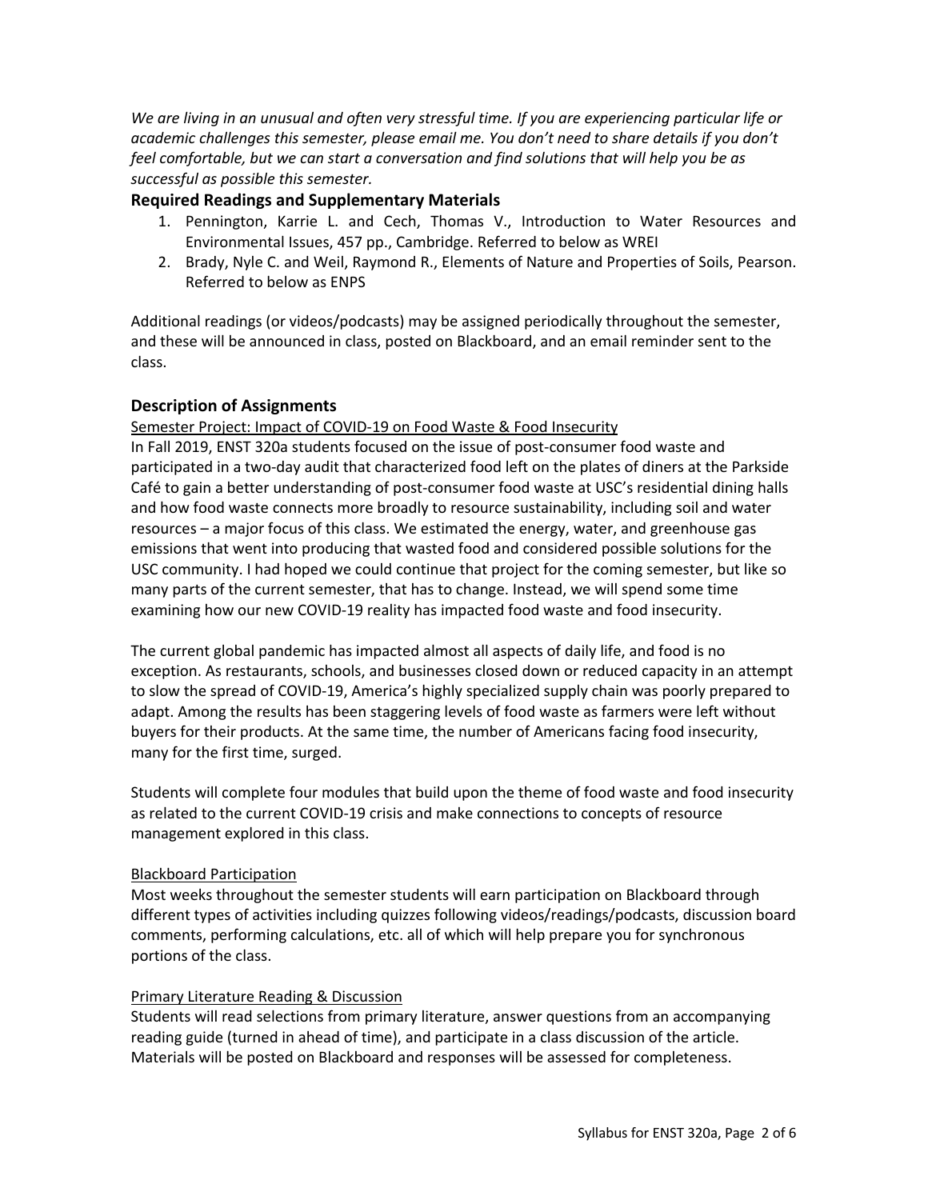*We are living in an unusual and often very stressful time. If you are experiencing particular life or academic challenges this semester, please email me. You don't need to share details if you don't feel comfortable, but we can start a conversation and find solutions that will help you be as successful as possible this semester.*

## Required Readings and Supplementary Materials

1. Pennington, Karrie L. and Cech, Thomas V., Introduction to Water Resources and Environmental Issues, 457 pp., Cambridge. Referred to below as WREI
2. Brady, Nyle C. and Weil, Raymond R., Elements of Nature and Properties of Soils, Pearson. Referred to below as ENPS

Additional readings (or videos/podcasts) may be assigned periodically throughout the semester, and these will be announced in class, posted on Blackboard, and an email reminder sent to the class.

## Description of Assignments

<u>Semester Project: Impact of COVID-19 on Food Waste & Food Insecurity</u>

In Fall 2019, ENST 320a students focused on the issue of post-consumer food waste and participated in a two-day audit that characterized food left on the plates of diners at the Parkside Café to gain a better understanding of post-consumer food waste at USC's residential dining halls and how food waste connects more broadly to resource sustainability, including soil and water resources – a major focus of this class. We estimated the energy, water, and greenhouse gas emissions that went into producing that wasted food and considered possible solutions for the USC community. I had hoped we could continue that project for the coming semester, but like so many parts of the current semester, that has to change. Instead, we will spend some time examining how our new COVID-19 reality has impacted food waste and food insecurity.

The current global pandemic has impacted almost all aspects of daily life, and food is no exception. As restaurants, schools, and businesses closed down or reduced capacity in an attempt to slow the spread of COVID-19, America's highly specialized supply chain was poorly prepared to adapt. Among the results has been staggering levels of food waste as farmers were left without buyers for their products. At the same time, the number of Americans facing food insecurity, many for the first time, surged.

Students will complete four modules that build upon the theme of food waste and food insecurity as related to the current COVID-19 crisis and make connections to concepts of resource management explored in this class.

<u>Blackboard Participation</u>

Most weeks throughout the semester students will earn participation on Blackboard through different types of activities including quizzes following videos/readings/podcasts, discussion board comments, performing calculations, etc. all of which will help prepare you for synchronous portions of the class.

<u>Primary Literature Reading & Discussion</u>

Students will read selections from primary literature, answer questions from an accompanying reading guide (turned in ahead of time), and participate in a class discussion of the article. Materials will be posted on Blackboard and responses will be assessed for completeness.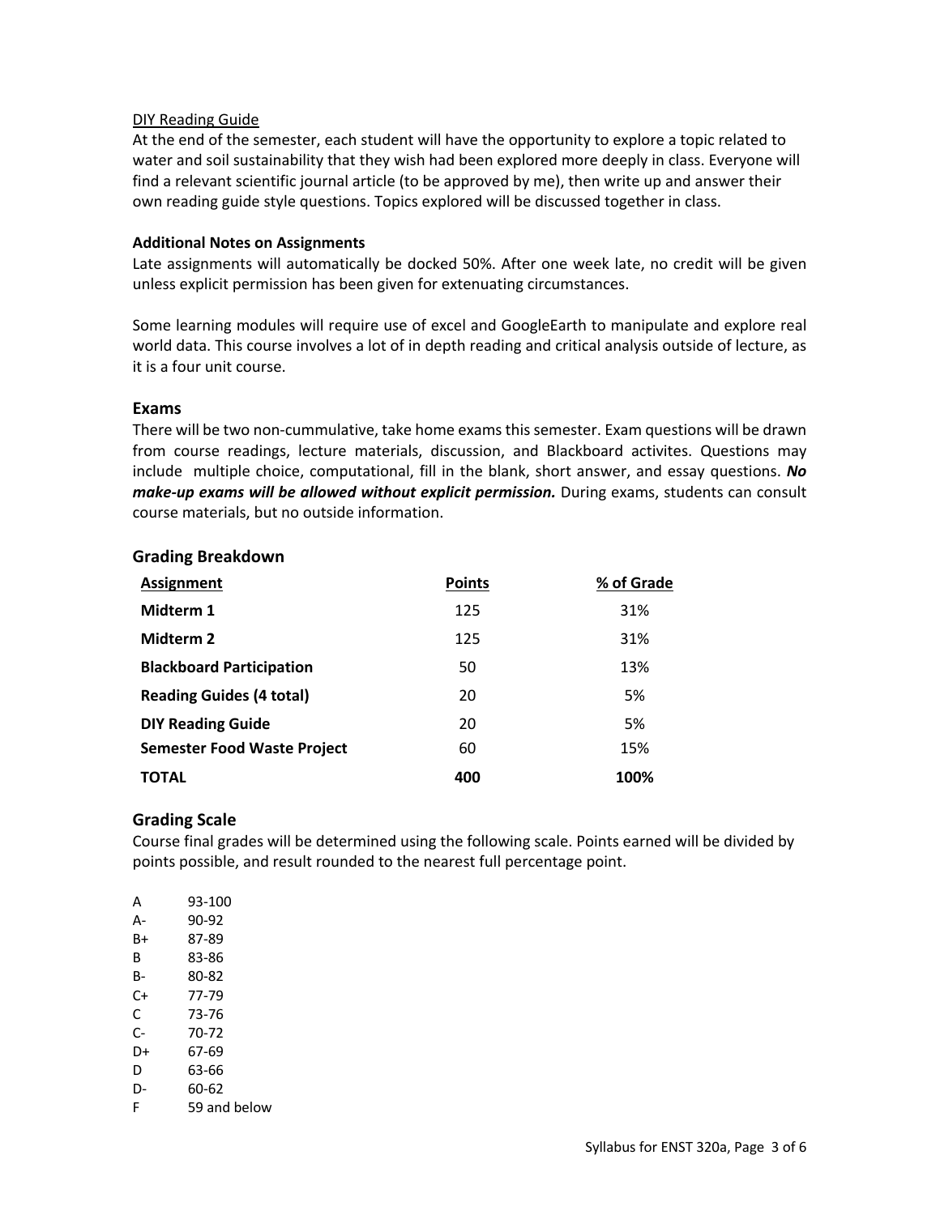<u>DIY Reading Guide</u>

At the end of the semester, each student will have the opportunity to explore a topic related to water and soil sustainability that they wish had been explored more deeply in class. Everyone will find a relevant scientific journal article (to be approved by me), then write up and answer their own reading guide style questions. Topics explored will be discussed together in class.

**Additional Notes on Assignments**

Late assignments will automatically be docked 50%. After one week late, no credit will be given unless explicit permission has been given for extenuating circumstances.

Some learning modules will require use of excel and GoogleEarth to manipulate and explore real world data. This course involves a lot of in depth reading and critical analysis outside of lecture, as it is a four unit course.

## Exams

There will be two non-cummulative, take home exams this semester. Exam questions will be drawn from course readings, lecture materials, discussion, and Blackboard activites. Questions may include multiple choice, computational, fill in the blank, short answer, and essay questions. ***No make-up exams will be allowed without explicit permission.*** During exams, students can consult course materials, but no outside information.

## Grading Breakdown

| Assignment | Points | % of Grade |
|---|---|---|
| **Midterm 1** | 125 | 31% |
| **Midterm 2** | 125 | 31% |
| **Blackboard Participation** | 50 | 13% |
| **Reading Guides (4 total)** | 20 | 5% |
| **DIY Reading Guide** | 20 | 5% |
| **Semester Food Waste Project** | 60 | 15% |
| **TOTAL** | **400** | **100%** |

## Grading Scale

Course final grades will be determined using the following scale. Points earned will be divided by points possible, and result rounded to the nearest full percentage point.

| | |
|---|---|
| A | 93-100 |
| A- | 90-92 |
| B+ | 87-89 |
| B | 83-86 |
| B- | 80-82 |
| C+ | 77-79 |
| C | 73-76 |
| C- | 70-72 |
| D+ | 67-69 |
| D | 63-66 |
| D- | 60-62 |
| F | 59 and below |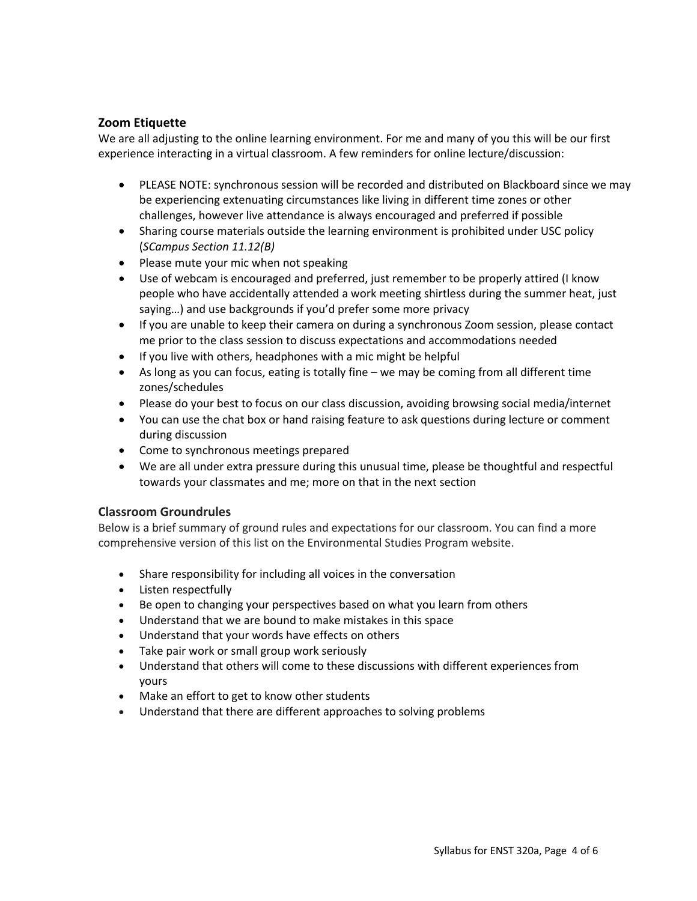### Zoom Etiquette

We are all adjusting to the online learning environment. For me and many of you this will be our first experience interacting in a virtual classroom. A few reminders for online lecture/discussion:

- PLEASE NOTE: synchronous session will be recorded and distributed on Blackboard since we may be experiencing extenuating circumstances like living in different time zones or other challenges, however live attendance is always encouraged and preferred if possible
- Sharing course materials outside the learning environment is prohibited under USC policy (*SCampus Section 11.12(B)*
- Please mute your mic when not speaking
- Use of webcam is encouraged and preferred, just remember to be properly attired (I know people who have accidentally attended a work meeting shirtless during the summer heat, just saying…) and use backgrounds if you'd prefer some more privacy
- If you are unable to keep their camera on during a synchronous Zoom session, please contact me prior to the class session to discuss expectations and accommodations needed
- If you live with others, headphones with a mic might be helpful
- As long as you can focus, eating is totally fine – we may be coming from all different time zones/schedules
- Please do your best to focus on our class discussion, avoiding browsing social media/internet
- You can use the chat box or hand raising feature to ask questions during lecture or comment during discussion
- Come to synchronous meetings prepared
- We are all under extra pressure during this unusual time, please be thoughtful and respectful towards your classmates and me; more on that in the next section

### Classroom Groundrules

Below is a brief summary of ground rules and expectations for our classroom. You can find a more comprehensive version of this list on the Environmental Studies Program website.

- Share responsibility for including all voices in the conversation
- Listen respectfully
- Be open to changing your perspectives based on what you learn from others
- Understand that we are bound to make mistakes in this space
- Understand that your words have effects on others
- Take pair work or small group work seriously
- Understand that others will come to these discussions with different experiences from yours
- Make an effort to get to know other students
- Understand that there are different approaches to solving problems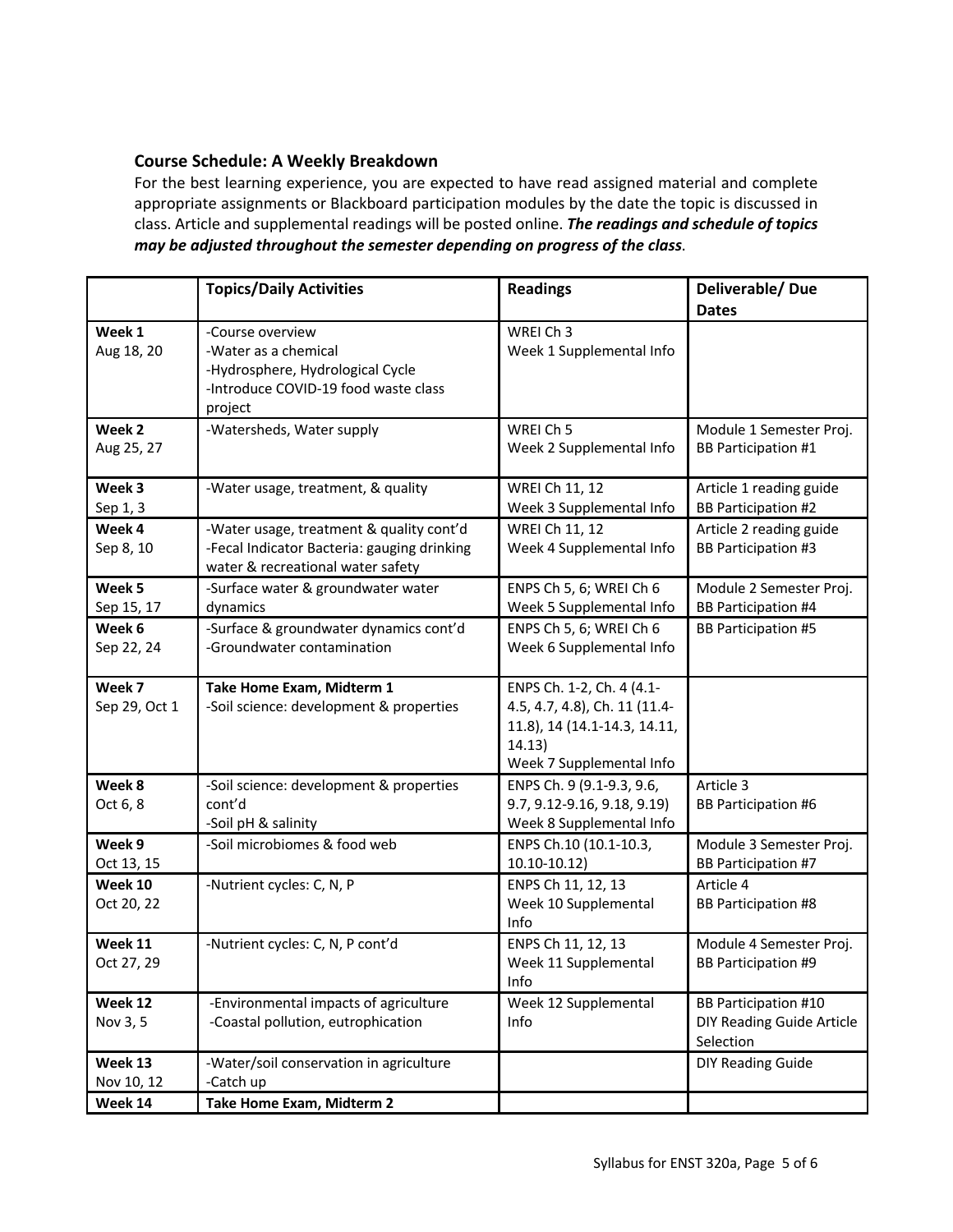### Course Schedule: A Weekly Breakdown

For the best learning experience, you are expected to have read assigned material and complete appropriate assignments or Blackboard participation modules by the date the topic is discussed in class. Article and supplemental readings will be posted online. ***The readings and schedule of topics may be adjusted throughout the semester depending on progress of the class***.

| | **Topics/Daily Activities** | **Readings** | **Deliverable/ Due Dates** |
|---|---|---|---|
| **Week 1** Aug 18, 20 | -Course overview<br>-Water as a chemical<br>-Hydrosphere, Hydrological Cycle<br>-Introduce COVID-19 food waste class project | WREI Ch 3<br>Week 1 Supplemental Info | |
| **Week 2** Aug 25, 27 | -Watersheds, Water supply | WREI Ch 5<br>Week 2 Supplemental Info | Module 1 Semester Proj.<br>BB Participation #1 |
| **Week 3** Sep 1, 3 | -Water usage, treatment, & quality | WREI Ch 11, 12<br>Week 3 Supplemental Info | Article 1 reading guide<br>BB Participation #2 |
| **Week 4** Sep 8, 10 | -Water usage, treatment & quality cont'd<br>-Fecal Indicator Bacteria: gauging drinking water & recreational water safety | WREI Ch 11, 12<br>Week 4 Supplemental Info | Article 2 reading guide<br>BB Participation #3 |
| **Week 5** Sep 15, 17 | -Surface water & groundwater water dynamics | ENPS Ch 5, 6; WREI Ch 6<br>Week 5 Supplemental Info | Module 2 Semester Proj.<br>BB Participation #4 |
| **Week 6** Sep 22, 24 | -Surface & groundwater dynamics cont'd<br>-Groundwater contamination | ENPS Ch 5, 6; WREI Ch 6<br>Week 6 Supplemental Info | BB Participation #5 |
| **Week 7** Sep 29, Oct 1 | **Take Home Exam, Midterm 1**<br>-Soil science: development & properties | ENPS Ch. 1-2, Ch. 4 (4.1-4.5, 4.7, 4.8), Ch. 11 (11.4-11.8), 14 (14.1-14.3, 14.11, 14.13)<br>Week 7 Supplemental Info | |
| **Week 8** Oct 6, 8 | -Soil science: development & properties cont'd<br>-Soil pH & salinity | ENPS Ch. 9 (9.1-9.3, 9.6, 9.7, 9.12-9.16, 9.18, 9.19)<br>Week 8 Supplemental Info | Article 3<br>BB Participation #6 |
| **Week 9** Oct 13, 15 | -Soil microbiomes & food web | ENPS Ch.10 (10.1-10.3, 10.10-10.12) | Module 3 Semester Proj.<br>BB Participation #7 |
| **Week 10** Oct 20, 22 | -Nutrient cycles: C, N, P | ENPS Ch 11, 12, 13<br>Week 10 Supplemental Info | Article 4<br>BB Participation #8 |
| **Week 11** Oct 27, 29 | -Nutrient cycles: C, N, P cont'd | ENPS Ch 11, 12, 13<br>Week 11 Supplemental Info | Module 4 Semester Proj.<br>BB Participation #9 |
| **Week 12** Nov 3, 5 | -Environmental impacts of agriculture<br>-Coastal pollution, eutrophication | Week 12 Supplemental Info | BB Participation #10<br>DIY Reading Guide Article Selection |
| **Week 13** Nov 10, 12 | -Water/soil conservation in agriculture<br>-Catch up | | DIY Reading Guide |
| **Week 14** | **Take Home Exam, Midterm 2** | | |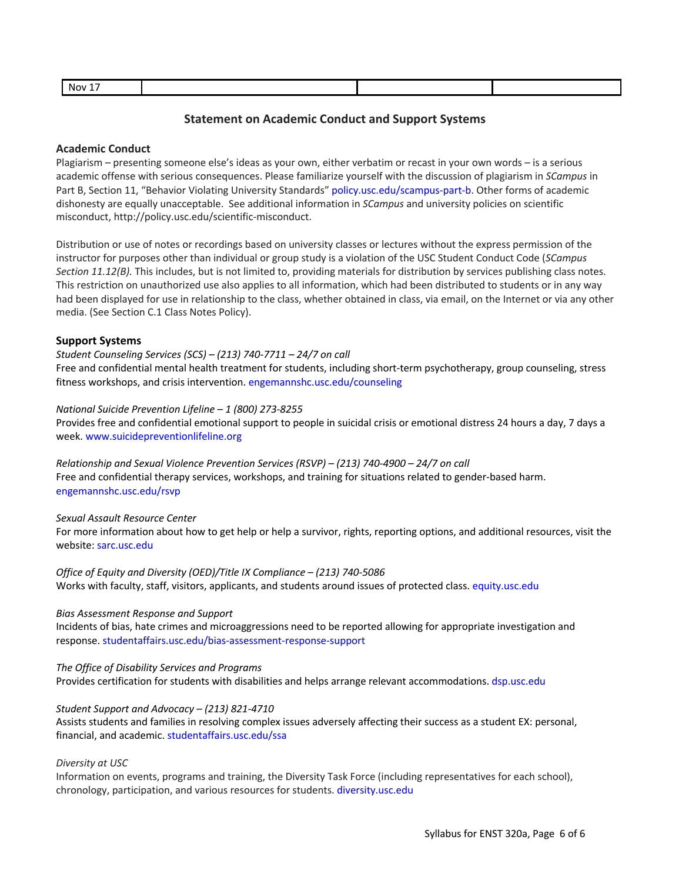| Nov 17 | | | |
|---|---|---|---|

## Statement on Academic Conduct and Support Systems

### Academic Conduct

Plagiarism – presenting someone else's ideas as your own, either verbatim or recast in your own words – is a serious academic offense with serious consequences. Please familiarize yourself with the discussion of plagiarism in *SCampus* in Part B, Section 11, "Behavior Violating University Standards" policy.usc.edu/scampus-part-b. Other forms of academic dishonesty are equally unacceptable. See additional information in *SCampus* and university policies on scientific misconduct, http://policy.usc.edu/scientific-misconduct.

Distribution or use of notes or recordings based on university classes or lectures without the express permission of the instructor for purposes other than individual or group study is a violation of the USC Student Conduct Code (*SCampus Section 11.12(B).* This includes, but is not limited to, providing materials for distribution by services publishing class notes. This restriction on unauthorized use also applies to all information, which had been distributed to students or in any way had been displayed for use in relationship to the class, whether obtained in class, via email, on the Internet or via any other media. (See Section C.1 Class Notes Policy).

### Support Systems

*Student Counseling Services (SCS) – (213) 740-7711 – 24/7 on call*
Free and confidential mental health treatment for students, including short-term psychotherapy, group counseling, stress fitness workshops, and crisis intervention. engemannshc.usc.edu/counseling

*National Suicide Prevention Lifeline – 1 (800) 273-8255*
Provides free and confidential emotional support to people in suicidal crisis or emotional distress 24 hours a day, 7 days a week. www.suicidepreventionlifeline.org

*Relationship and Sexual Violence Prevention Services (RSVP) – (213) 740-4900 – 24/7 on call*
Free and confidential therapy services, workshops, and training for situations related to gender-based harm. engemannshc.usc.edu/rsvp

*Sexual Assault Resource Center*
For more information about how to get help or help a survivor, rights, reporting options, and additional resources, visit the website: sarc.usc.edu

*Office of Equity and Diversity (OED)/Title IX Compliance – (213) 740-5086*
Works with faculty, staff, visitors, applicants, and students around issues of protected class. equity.usc.edu

*Bias Assessment Response and Support*
Incidents of bias, hate crimes and microaggressions need to be reported allowing for appropriate investigation and response. studentaffairs.usc.edu/bias-assessment-response-support

*The Office of Disability Services and Programs*
Provides certification for students with disabilities and helps arrange relevant accommodations. dsp.usc.edu

*Student Support and Advocacy – (213) 821-4710*
Assists students and families in resolving complex issues adversely affecting their success as a student EX: personal, financial, and academic. studentaffairs.usc.edu/ssa

*Diversity at USC*
Information on events, programs and training, the Diversity Task Force (including representatives for each school), chronology, participation, and various resources for students. diversity.usc.edu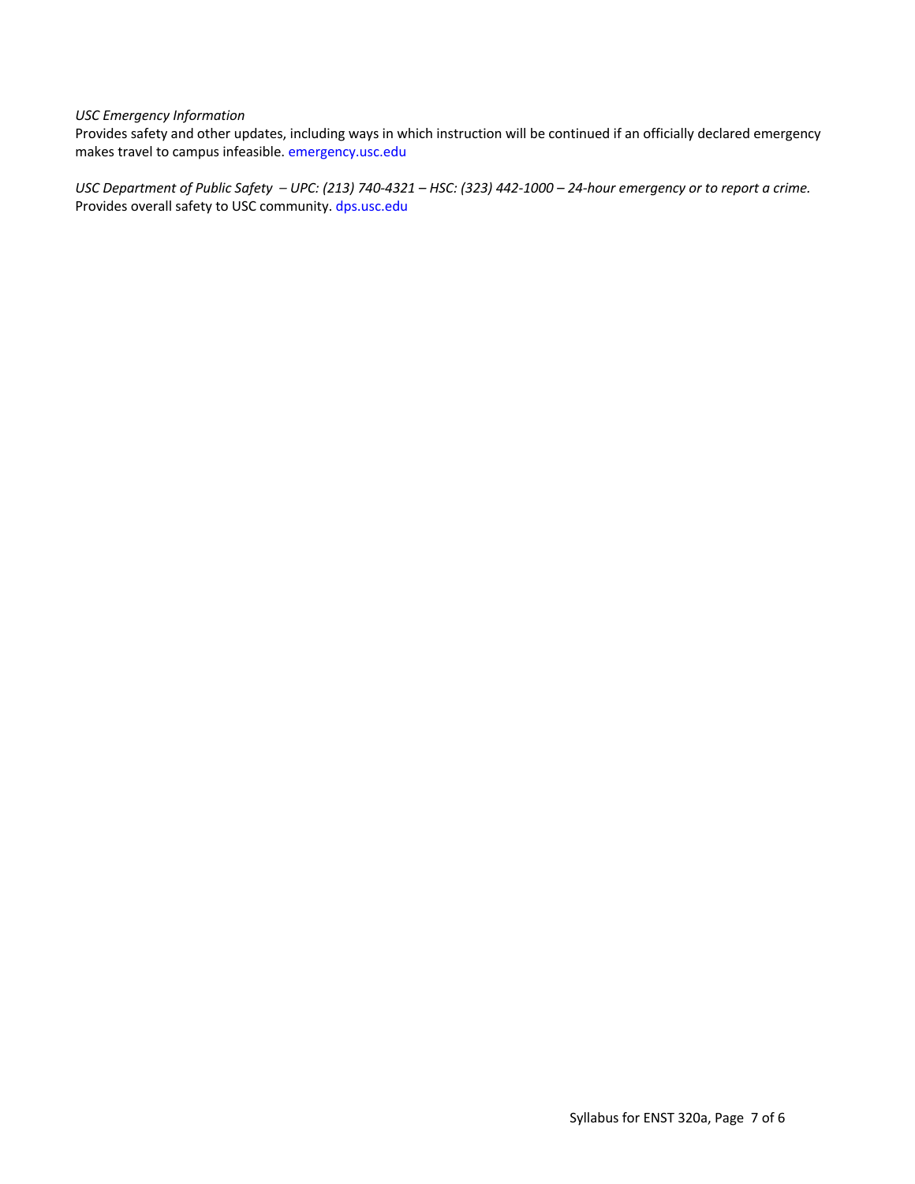*USC Emergency Information*
Provides safety and other updates, including ways in which instruction will be continued if an officially declared emergency makes travel to campus infeasible. emergency.usc.edu

*USC Department of Public Safety – UPC: (213) 740-4321 – HSC: (323) 442-1000 – 24-hour emergency or to report a crime.*
Provides overall safety to USC community. dps.usc.edu